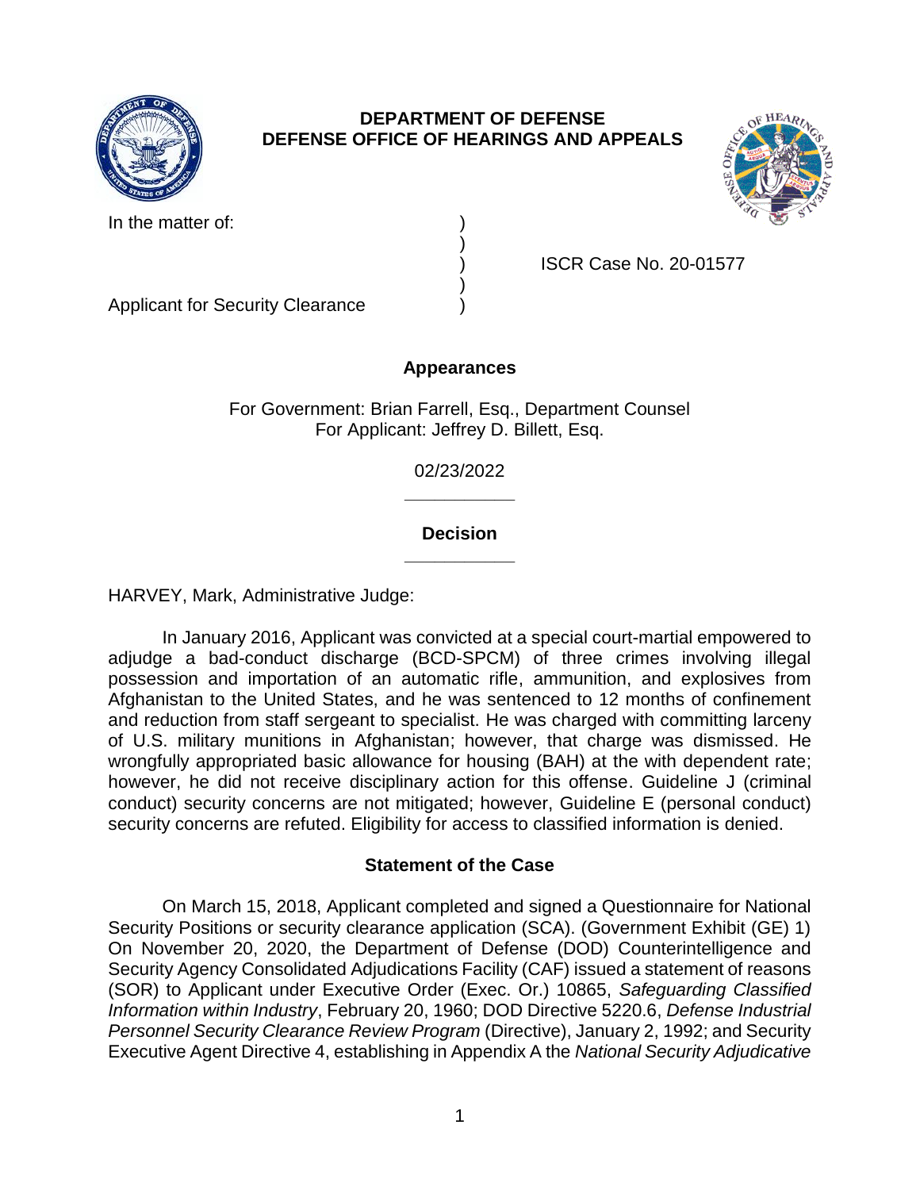**DEPARTMENT OF DEFENSE**
**DEFENSE OFFICE OF HEARINGS AND APPEALS**

| | | |
|---|---|---|
| In the matter of: | ) | |
| | ) | |
| | ) | ISCR Case No. 20-01577 |
| | ) | |
| Applicant for Security Clearance | ) | |

## Appearances

For Government: Brian Farrell, Esq., Department Counsel
For Applicant: Jeffrey D. Billett, Esq.

02/23/2022

## Decision

HARVEY, Mark, Administrative Judge:

In January 2016, Applicant was convicted at a special court-martial empowered to adjudge a bad-conduct discharge (BCD-SPCM) of three crimes involving illegal possession and importation of an automatic rifle, ammunition, and explosives from Afghanistan to the United States, and he was sentenced to 12 months of confinement and reduction from staff sergeant to specialist. He was charged with committing larceny of U.S. military munitions in Afghanistan; however, that charge was dismissed. He wrongfully appropriated basic allowance for housing (BAH) at the with dependent rate; however, he did not receive disciplinary action for this offense. Guideline J (criminal conduct) security concerns are not mitigated; however, Guideline E (personal conduct) security concerns are refuted. Eligibility for access to classified information is denied.

## Statement of the Case

On March 15, 2018, Applicant completed and signed a Questionnaire for National Security Positions or security clearance application (SCA). (Government Exhibit (GE) 1) On November 20, 2020, the Department of Defense (DOD) Counterintelligence and Security Agency Consolidated Adjudications Facility (CAF) issued a statement of reasons (SOR) to Applicant under Executive Order (Exec. Or.) 10865, *Safeguarding Classified Information within Industry*, February 20, 1960; DOD Directive 5220.6, *Defense Industrial Personnel Security Clearance Review Program* (Directive), January 2, 1992; and Security Executive Agent Directive 4, establishing in Appendix A the *National Security Adjudicative*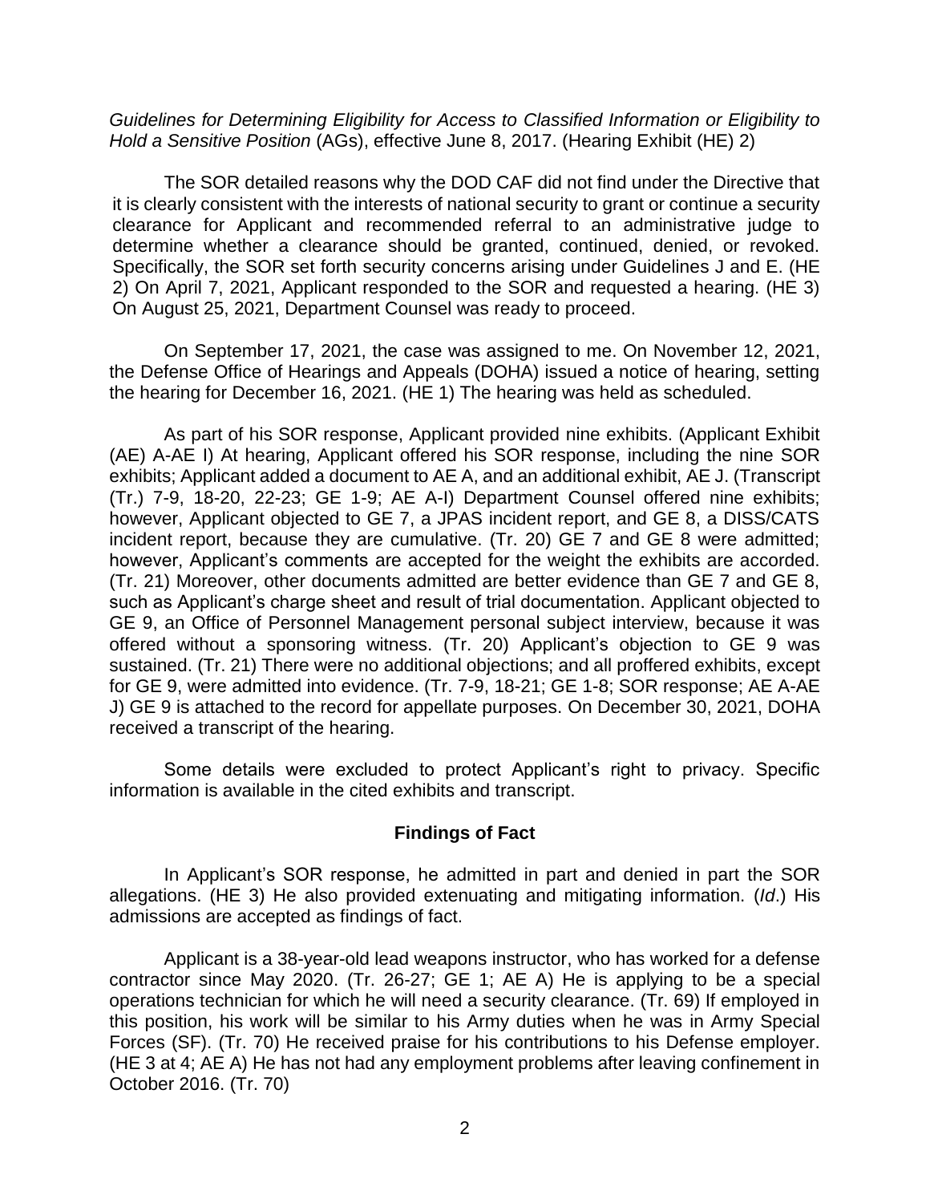*Guidelines for Determining Eligibility for Access to Classified Information or Eligibility to Hold a Sensitive Position* (AGs), effective June 8, 2017. (Hearing Exhibit (HE) 2)

The SOR detailed reasons why the DOD CAF did not find under the Directive that it is clearly consistent with the interests of national security to grant or continue a security clearance for Applicant and recommended referral to an administrative judge to determine whether a clearance should be granted, continued, denied, or revoked. Specifically, the SOR set forth security concerns arising under Guidelines J and E. (HE 2) On April 7, 2021, Applicant responded to the SOR and requested a hearing. (HE 3) On August 25, 2021, Department Counsel was ready to proceed.

On September 17, 2021, the case was assigned to me. On November 12, 2021, the Defense Office of Hearings and Appeals (DOHA) issued a notice of hearing, setting the hearing for December 16, 2021. (HE 1) The hearing was held as scheduled.

As part of his SOR response, Applicant provided nine exhibits. (Applicant Exhibit (AE) A-AE I) At hearing, Applicant offered his SOR response, including the nine SOR exhibits; Applicant added a document to AE A, and an additional exhibit, AE J. (Transcript (Tr.) 7-9, 18-20, 22-23; GE 1-9; AE A-I) Department Counsel offered nine exhibits; however, Applicant objected to GE 7, a JPAS incident report, and GE 8, a DISS/CATS incident report, because they are cumulative. (Tr. 20) GE 7 and GE 8 were admitted; however, Applicant's comments are accepted for the weight the exhibits are accorded. (Tr. 21) Moreover, other documents admitted are better evidence than GE 7 and GE 8, such as Applicant's charge sheet and result of trial documentation. Applicant objected to GE 9, an Office of Personnel Management personal subject interview, because it was offered without a sponsoring witness. (Tr. 20) Applicant's objection to GE 9 was sustained. (Tr. 21) There were no additional objections; and all proffered exhibits, except for GE 9, were admitted into evidence. (Tr. 7-9, 18-21; GE 1-8; SOR response; AE A-AE J) GE 9 is attached to the record for appellate purposes. On December 30, 2021, DOHA received a transcript of the hearing.

Some details were excluded to protect Applicant's right to privacy. Specific information is available in the cited exhibits and transcript.

## Findings of Fact

In Applicant's SOR response, he admitted in part and denied in part the SOR allegations. (HE 3) He also provided extenuating and mitigating information. (*Id*.) His admissions are accepted as findings of fact.

Applicant is a 38-year-old lead weapons instructor, who has worked for a defense contractor since May 2020. (Tr. 26-27; GE 1; AE A) He is applying to be a special operations technician for which he will need a security clearance. (Tr. 69) If employed in this position, his work will be similar to his Army duties when he was in Army Special Forces (SF). (Tr. 70) He received praise for his contributions to his Defense employer. (HE 3 at 4; AE A) He has not had any employment problems after leaving confinement in October 2016. (Tr. 70)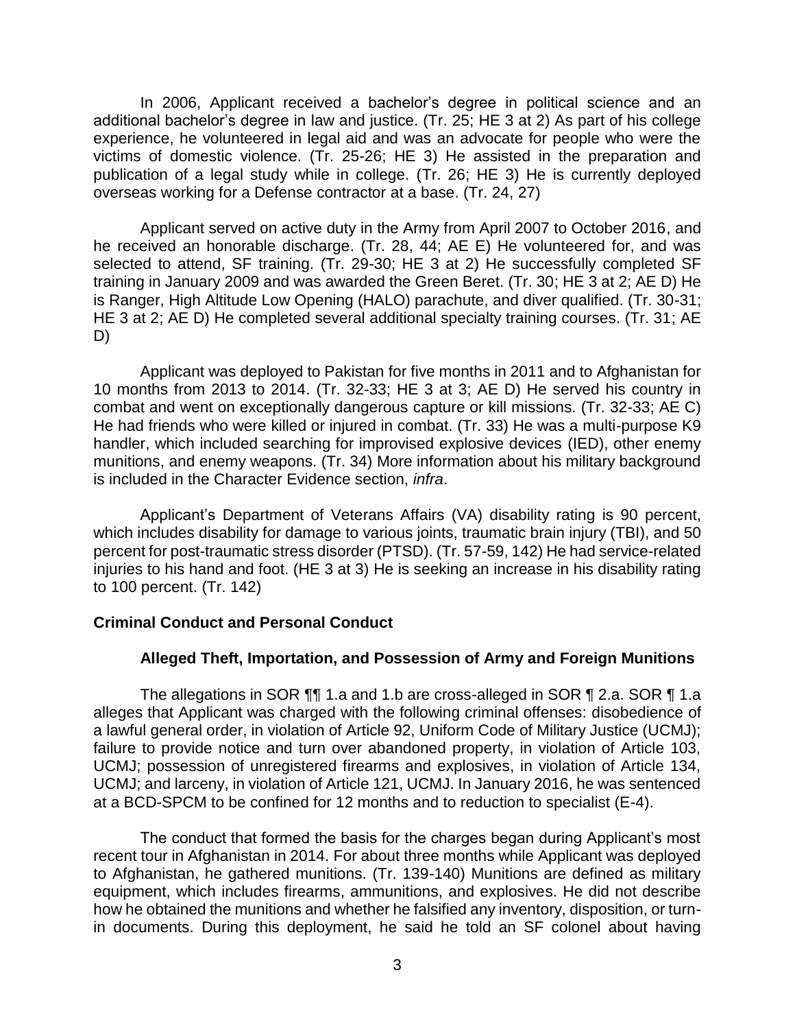In 2006, Applicant received a bachelor's degree in political science and an additional bachelor's degree in law and justice. (Tr. 25; HE 3 at 2) As part of his college experience, he volunteered in legal aid and was an advocate for people who were the victims of domestic violence. (Tr. 25-26; HE 3) He assisted in the preparation and publication of a legal study while in college. (Tr. 26; HE 3) He is currently deployed overseas working for a Defense contractor at a base. (Tr. 24, 27)

Applicant served on active duty in the Army from April 2007 to October 2016, and he received an honorable discharge. (Tr. 28, 44; AE E) He volunteered for, and was selected to attend, SF training. (Tr. 29-30; HE 3 at 2) He successfully completed SF training in January 2009 and was awarded the Green Beret. (Tr. 30; HE 3 at 2; AE D) He is Ranger, High Altitude Low Opening (HALO) parachute, and diver qualified. (Tr. 30-31; HE 3 at 2; AE D) He completed several additional specialty training courses. (Tr. 31; AE D)

Applicant was deployed to Pakistan for five months in 2011 and to Afghanistan for 10 months from 2013 to 2014. (Tr. 32-33; HE 3 at 3; AE D) He served his country in combat and went on exceptionally dangerous capture or kill missions. (Tr. 32-33; AE C) He had friends who were killed or injured in combat. (Tr. 33) He was a multi-purpose K9 handler, which included searching for improvised explosive devices (IED), other enemy munitions, and enemy weapons. (Tr. 34) More information about his military background is included in the Character Evidence section, *infra*.

Applicant's Department of Veterans Affairs (VA) disability rating is 90 percent, which includes disability for damage to various joints, traumatic brain injury (TBI), and 50 percent for post-traumatic stress disorder (PTSD). (Tr. 57-59, 142) He had service-related injuries to his hand and foot. (HE 3 at 3) He is seeking an increase in his disability rating to 100 percent. (Tr. 142)

## Criminal Conduct and Personal Conduct

### Alleged Theft, Importation, and Possession of Army and Foreign Munitions

The allegations in SOR ¶¶ 1.a and 1.b are cross-alleged in SOR ¶ 2.a. SOR ¶ 1.a alleges that Applicant was charged with the following criminal offenses: disobedience of a lawful general order, in violation of Article 92, Uniform Code of Military Justice (UCMJ); failure to provide notice and turn over abandoned property, in violation of Article 103, UCMJ; possession of unregistered firearms and explosives, in violation of Article 134, UCMJ; and larceny, in violation of Article 121, UCMJ. In January 2016, he was sentenced at a BCD-SPCM to be confined for 12 months and to reduction to specialist (E-4).

The conduct that formed the basis for the charges began during Applicant's most recent tour in Afghanistan in 2014. For about three months while Applicant was deployed to Afghanistan, he gathered munitions. (Tr. 139-140) Munitions are defined as military equipment, which includes firearms, ammunitions, and explosives. He did not describe how he obtained the munitions and whether he falsified any inventory, disposition, or turn-in documents. During this deployment, he said he told an SF colonel about having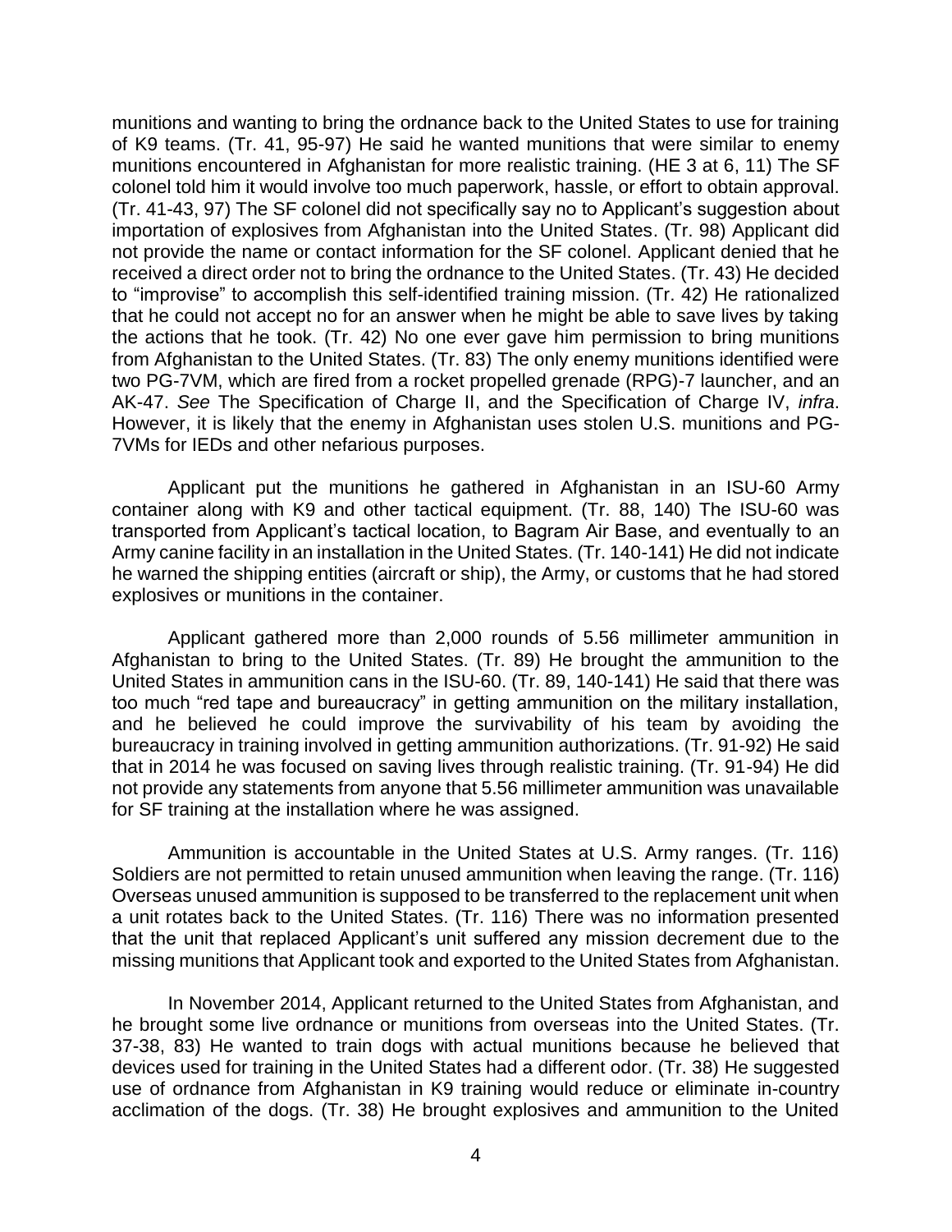munitions and wanting to bring the ordnance back to the United States to use for training of K9 teams. (Tr. 41, 95-97) He said he wanted munitions that were similar to enemy munitions encountered in Afghanistan for more realistic training. (HE 3 at 6, 11) The SF colonel told him it would involve too much paperwork, hassle, or effort to obtain approval. (Tr. 41-43, 97) The SF colonel did not specifically say no to Applicant's suggestion about importation of explosives from Afghanistan into the United States. (Tr. 98) Applicant did not provide the name or contact information for the SF colonel. Applicant denied that he received a direct order not to bring the ordnance to the United States. (Tr. 43) He decided to "improvise" to accomplish this self-identified training mission. (Tr. 42) He rationalized that he could not accept no for an answer when he might be able to save lives by taking the actions that he took. (Tr. 42) No one ever gave him permission to bring munitions from Afghanistan to the United States. (Tr. 83) The only enemy munitions identified were two PG-7VM, which are fired from a rocket propelled grenade (RPG)-7 launcher, and an AK-47. *See* The Specification of Charge II, and the Specification of Charge IV, *infra*. However, it is likely that the enemy in Afghanistan uses stolen U.S. munitions and PG-7VMs for IEDs and other nefarious purposes.

Applicant put the munitions he gathered in Afghanistan in an ISU-60 Army container along with K9 and other tactical equipment. (Tr. 88, 140) The ISU-60 was transported from Applicant's tactical location, to Bagram Air Base, and eventually to an Army canine facility in an installation in the United States. (Tr. 140-141) He did not indicate he warned the shipping entities (aircraft or ship), the Army, or customs that he had stored explosives or munitions in the container.

Applicant gathered more than 2,000 rounds of 5.56 millimeter ammunition in Afghanistan to bring to the United States. (Tr. 89) He brought the ammunition to the United States in ammunition cans in the ISU-60. (Tr. 89, 140-141) He said that there was too much "red tape and bureaucracy" in getting ammunition on the military installation, and he believed he could improve the survivability of his team by avoiding the bureaucracy in training involved in getting ammunition authorizations. (Tr. 91-92) He said that in 2014 he was focused on saving lives through realistic training. (Tr. 91-94) He did not provide any statements from anyone that 5.56 millimeter ammunition was unavailable for SF training at the installation where he was assigned.

Ammunition is accountable in the United States at U.S. Army ranges. (Tr. 116) Soldiers are not permitted to retain unused ammunition when leaving the range. (Tr. 116) Overseas unused ammunition is supposed to be transferred to the replacement unit when a unit rotates back to the United States. (Tr. 116) There was no information presented that the unit that replaced Applicant's unit suffered any mission decrement due to the missing munitions that Applicant took and exported to the United States from Afghanistan.

In November 2014, Applicant returned to the United States from Afghanistan, and he brought some live ordnance or munitions from overseas into the United States. (Tr. 37-38, 83) He wanted to train dogs with actual munitions because he believed that devices used for training in the United States had a different odor. (Tr. 38) He suggested use of ordnance from Afghanistan in K9 training would reduce or eliminate in-country acclimation of the dogs. (Tr. 38) He brought explosives and ammunition to the United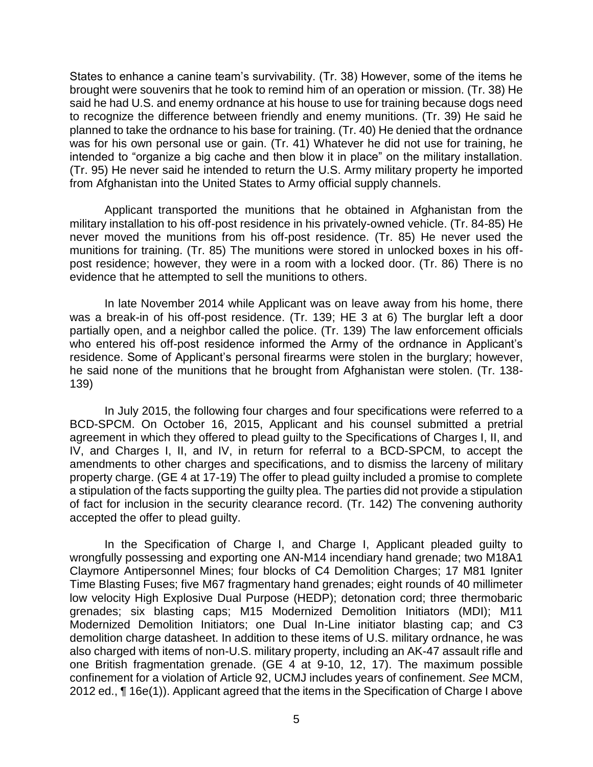States to enhance a canine team's survivability. (Tr. 38) However, some of the items he brought were souvenirs that he took to remind him of an operation or mission. (Tr. 38) He said he had U.S. and enemy ordnance at his house to use for training because dogs need to recognize the difference between friendly and enemy munitions. (Tr. 39) He said he planned to take the ordnance to his base for training. (Tr. 40) He denied that the ordnance was for his own personal use or gain. (Tr. 41) Whatever he did not use for training, he intended to "organize a big cache and then blow it in place" on the military installation. (Tr. 95) He never said he intended to return the U.S. Army military property he imported from Afghanistan into the United States to Army official supply channels.

Applicant transported the munitions that he obtained in Afghanistan from the military installation to his off-post residence in his privately-owned vehicle. (Tr. 84-85) He never moved the munitions from his off-post residence. (Tr. 85) He never used the munitions for training. (Tr. 85) The munitions were stored in unlocked boxes in his off-post residence; however, they were in a room with a locked door. (Tr. 86) There is no evidence that he attempted to sell the munitions to others.

In late November 2014 while Applicant was on leave away from his home, there was a break-in of his off-post residence. (Tr. 139; HE 3 at 6) The burglar left a door partially open, and a neighbor called the police. (Tr. 139) The law enforcement officials who entered his off-post residence informed the Army of the ordnance in Applicant's residence. Some of Applicant's personal firearms were stolen in the burglary; however, he said none of the munitions that he brought from Afghanistan were stolen. (Tr. 138-139)

In July 2015, the following four charges and four specifications were referred to a BCD-SPCM. On October 16, 2015, Applicant and his counsel submitted a pretrial agreement in which they offered to plead guilty to the Specifications of Charges I, II, and IV, and Charges I, II, and IV, in return for referral to a BCD-SPCM, to accept the amendments to other charges and specifications, and to dismiss the larceny of military property charge. (GE 4 at 17-19) The offer to plead guilty included a promise to complete a stipulation of the facts supporting the guilty plea. The parties did not provide a stipulation of fact for inclusion in the security clearance record. (Tr. 142) The convening authority accepted the offer to plead guilty.

In the Specification of Charge I, and Charge I, Applicant pleaded guilty to wrongfully possessing and exporting one AN-M14 incendiary hand grenade; two M18A1 Claymore Antipersonnel Mines; four blocks of C4 Demolition Charges; 17 M81 Igniter Time Blasting Fuses; five M67 fragmentary hand grenades; eight rounds of 40 millimeter low velocity High Explosive Dual Purpose (HEDP); detonation cord; three thermobaric grenades; six blasting caps; M15 Modernized Demolition Initiators (MDI); M11 Modernized Demolition Initiators; one Dual In-Line initiator blasting cap; and C3 demolition charge datasheet. In addition to these items of U.S. military ordnance, he was also charged with items of non-U.S. military property, including an AK-47 assault rifle and one British fragmentation grenade. (GE 4 at 9-10, 12, 17). The maximum possible confinement for a violation of Article 92, UCMJ includes years of confinement. *See* MCM, 2012 ed., ¶ 16e(1)). Applicant agreed that the items in the Specification of Charge I above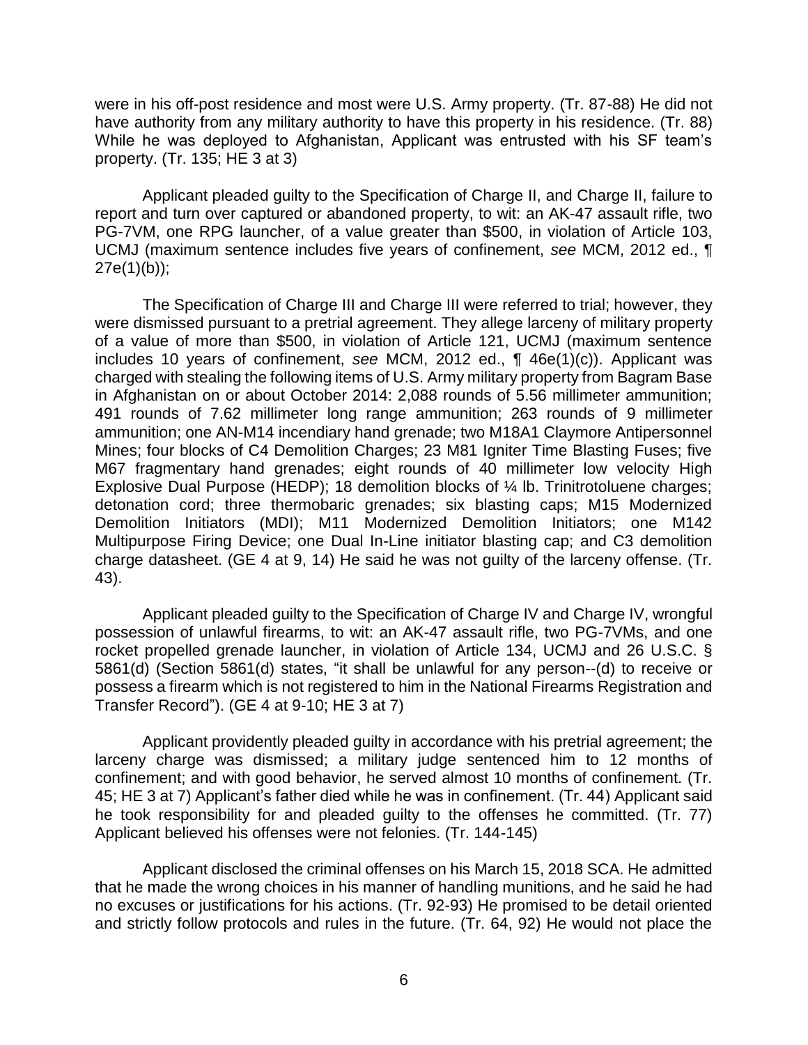were in his off-post residence and most were U.S. Army property. (Tr. 87-88) He did not have authority from any military authority to have this property in his residence. (Tr. 88) While he was deployed to Afghanistan, Applicant was entrusted with his SF team's property. (Tr. 135; HE 3 at 3)

Applicant pleaded guilty to the Specification of Charge II, and Charge II, failure to report and turn over captured or abandoned property, to wit: an AK-47 assault rifle, two PG-7VM, one RPG launcher, of a value greater than $500, in violation of Article 103, UCMJ (maximum sentence includes five years of confinement, *see* MCM, 2012 ed., ¶ 27e(1)(b));

The Specification of Charge III and Charge III were referred to trial; however, they were dismissed pursuant to a pretrial agreement. They allege larceny of military property of a value of more than $500, in violation of Article 121, UCMJ (maximum sentence includes 10 years of confinement, *see* MCM, 2012 ed., ¶ 46e(1)(c)). Applicant was charged with stealing the following items of U.S. Army military property from Bagram Base in Afghanistan on or about October 2014: 2,088 rounds of 5.56 millimeter ammunition; 491 rounds of 7.62 millimeter long range ammunition; 263 rounds of 9 millimeter ammunition; one AN-M14 incendiary hand grenade; two M18A1 Claymore Antipersonnel Mines; four blocks of C4 Demolition Charges; 23 M81 Igniter Time Blasting Fuses; five M67 fragmentary hand grenades; eight rounds of 40 millimeter low velocity High Explosive Dual Purpose (HEDP); 18 demolition blocks of ¼ lb. Trinitrotoluene charges; detonation cord; three thermobaric grenades; six blasting caps; M15 Modernized Demolition Initiators (MDI); M11 Modernized Demolition Initiators; one M142 Multipurpose Firing Device; one Dual In-Line initiator blasting cap; and C3 demolition charge datasheet. (GE 4 at 9, 14) He said he was not guilty of the larceny offense. (Tr. 43).

Applicant pleaded guilty to the Specification of Charge IV and Charge IV, wrongful possession of unlawful firearms, to wit: an AK-47 assault rifle, two PG-7VMs, and one rocket propelled grenade launcher, in violation of Article 134, UCMJ and 26 U.S.C. § 5861(d) (Section 5861(d) states, "it shall be unlawful for any person--(d) to receive or possess a firearm which is not registered to him in the National Firearms Registration and Transfer Record"). (GE 4 at 9-10; HE 3 at 7)

Applicant providently pleaded guilty in accordance with his pretrial agreement; the larceny charge was dismissed; a military judge sentenced him to 12 months of confinement; and with good behavior, he served almost 10 months of confinement. (Tr. 45; HE 3 at 7) Applicant's father died while he was in confinement. (Tr. 44) Applicant said he took responsibility for and pleaded guilty to the offenses he committed. (Tr. 77) Applicant believed his offenses were not felonies. (Tr. 144-145)

Applicant disclosed the criminal offenses on his March 15, 2018 SCA. He admitted that he made the wrong choices in his manner of handling munitions, and he said he had no excuses or justifications for his actions. (Tr. 92-93) He promised to be detail oriented and strictly follow protocols and rules in the future. (Tr. 64, 92) He would not place the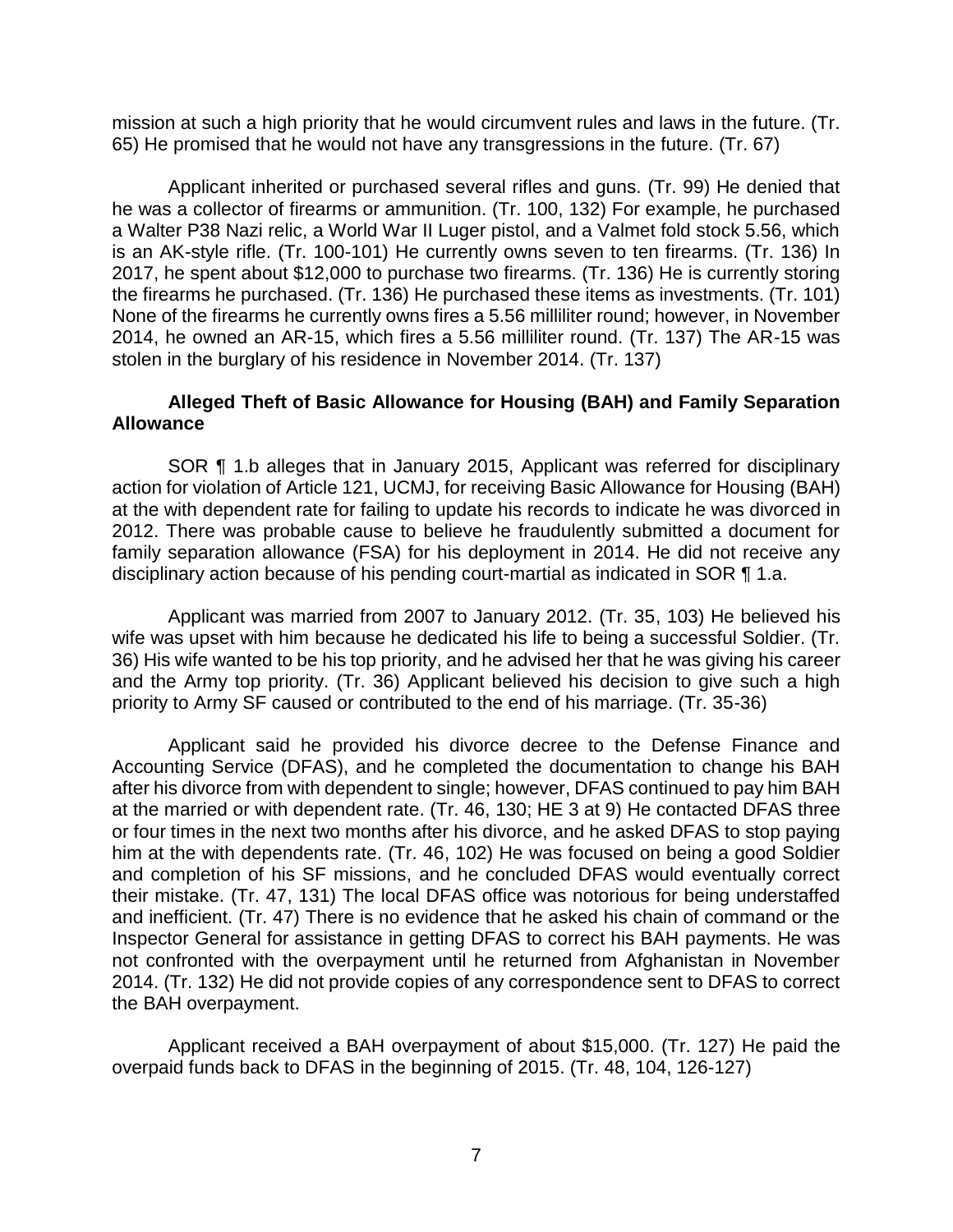mission at such a high priority that he would circumvent rules and laws in the future. (Tr. 65) He promised that he would not have any transgressions in the future. (Tr. 67)

Applicant inherited or purchased several rifles and guns. (Tr. 99) He denied that he was a collector of firearms or ammunition. (Tr. 100, 132) For example, he purchased a Walter P38 Nazi relic, a World War II Luger pistol, and a Valmet fold stock 5.56, which is an AK-style rifle. (Tr. 100-101) He currently owns seven to ten firearms. (Tr. 136) In 2017, he spent about $12,000 to purchase two firearms. (Tr. 136) He is currently storing the firearms he purchased. (Tr. 136) He purchased these items as investments. (Tr. 101) None of the firearms he currently owns fires a 5.56 milliliter round; however, in November 2014, he owned an AR-15, which fires a 5.56 milliliter round. (Tr. 137) The AR-15 was stolen in the burglary of his residence in November 2014. (Tr. 137)

**Alleged Theft of Basic Allowance for Housing (BAH) and Family Separation Allowance**

SOR ¶ 1.b alleges that in January 2015, Applicant was referred for disciplinary action for violation of Article 121, UCMJ, for receiving Basic Allowance for Housing (BAH) at the with dependent rate for failing to update his records to indicate he was divorced in 2012. There was probable cause to believe he fraudulently submitted a document for family separation allowance (FSA) for his deployment in 2014. He did not receive any disciplinary action because of his pending court-martial as indicated in SOR ¶ 1.a.

Applicant was married from 2007 to January 2012. (Tr. 35, 103) He believed his wife was upset with him because he dedicated his life to being a successful Soldier. (Tr. 36) His wife wanted to be his top priority, and he advised her that he was giving his career and the Army top priority. (Tr. 36) Applicant believed his decision to give such a high priority to Army SF caused or contributed to the end of his marriage. (Tr. 35-36)

Applicant said he provided his divorce decree to the Defense Finance and Accounting Service (DFAS), and he completed the documentation to change his BAH after his divorce from with dependent to single; however, DFAS continued to pay him BAH at the married or with dependent rate. (Tr. 46, 130; HE 3 at 9) He contacted DFAS three or four times in the next two months after his divorce, and he asked DFAS to stop paying him at the with dependents rate. (Tr. 46, 102) He was focused on being a good Soldier and completion of his SF missions, and he concluded DFAS would eventually correct their mistake. (Tr. 47, 131) The local DFAS office was notorious for being understaffed and inefficient. (Tr. 47) There is no evidence that he asked his chain of command or the Inspector General for assistance in getting DFAS to correct his BAH payments. He was not confronted with the overpayment until he returned from Afghanistan in November 2014. (Tr. 132) He did not provide copies of any correspondence sent to DFAS to correct the BAH overpayment.

Applicant received a BAH overpayment of about $15,000. (Tr. 127) He paid the overpaid funds back to DFAS in the beginning of 2015. (Tr. 48, 104, 126-127)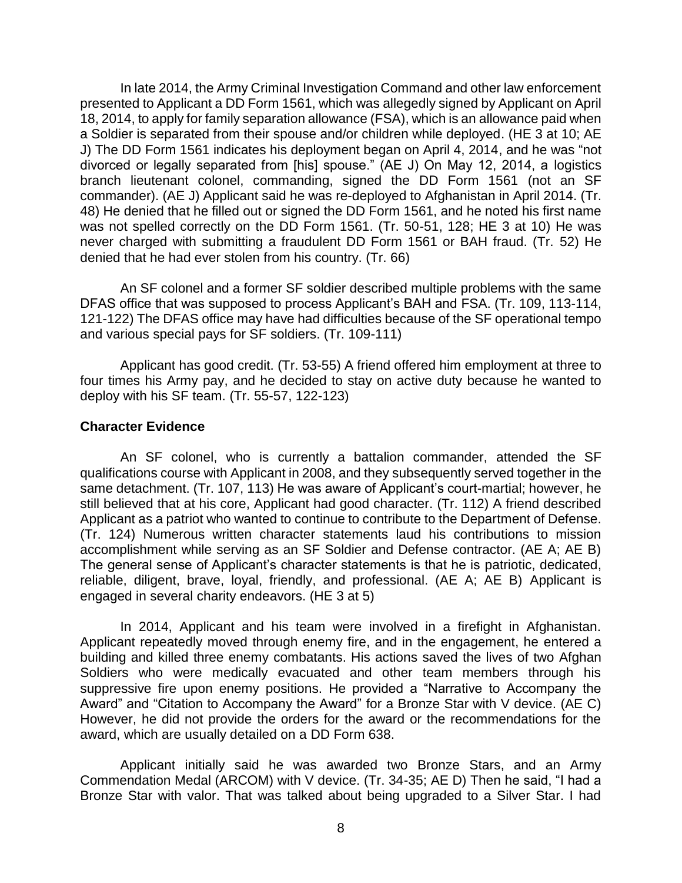In late 2014, the Army Criminal Investigation Command and other law enforcement presented to Applicant a DD Form 1561, which was allegedly signed by Applicant on April 18, 2014, to apply for family separation allowance (FSA), which is an allowance paid when a Soldier is separated from their spouse and/or children while deployed. (HE 3 at 10; AE J) The DD Form 1561 indicates his deployment began on April 4, 2014, and he was "not divorced or legally separated from [his] spouse." (AE J) On May 12, 2014, a logistics branch lieutenant colonel, commanding, signed the DD Form 1561 (not an SF commander). (AE J) Applicant said he was re-deployed to Afghanistan in April 2014. (Tr. 48) He denied that he filled out or signed the DD Form 1561, and he noted his first name was not spelled correctly on the DD Form 1561. (Tr. 50-51, 128; HE 3 at 10) He was never charged with submitting a fraudulent DD Form 1561 or BAH fraud. (Tr. 52) He denied that he had ever stolen from his country. (Tr. 66)

An SF colonel and a former SF soldier described multiple problems with the same DFAS office that was supposed to process Applicant's BAH and FSA. (Tr. 109, 113-114, 121-122) The DFAS office may have had difficulties because of the SF operational tempo and various special pays for SF soldiers. (Tr. 109-111)

Applicant has good credit. (Tr. 53-55) A friend offered him employment at three to four times his Army pay, and he decided to stay on active duty because he wanted to deploy with his SF team. (Tr. 55-57, 122-123)

**Character Evidence**

An SF colonel, who is currently a battalion commander, attended the SF qualifications course with Applicant in 2008, and they subsequently served together in the same detachment. (Tr. 107, 113) He was aware of Applicant's court-martial; however, he still believed that at his core, Applicant had good character. (Tr. 112) A friend described Applicant as a patriot who wanted to continue to contribute to the Department of Defense. (Tr. 124) Numerous written character statements laud his contributions to mission accomplishment while serving as an SF Soldier and Defense contractor. (AE A; AE B) The general sense of Applicant's character statements is that he is patriotic, dedicated, reliable, diligent, brave, loyal, friendly, and professional. (AE A; AE B) Applicant is engaged in several charity endeavors. (HE 3 at 5)

In 2014, Applicant and his team were involved in a firefight in Afghanistan. Applicant repeatedly moved through enemy fire, and in the engagement, he entered a building and killed three enemy combatants. His actions saved the lives of two Afghan Soldiers who were medically evacuated and other team members through his suppressive fire upon enemy positions. He provided a "Narrative to Accompany the Award" and "Citation to Accompany the Award" for a Bronze Star with V device. (AE C) However, he did not provide the orders for the award or the recommendations for the award, which are usually detailed on a DD Form 638.

Applicant initially said he was awarded two Bronze Stars, and an Army Commendation Medal (ARCOM) with V device. (Tr. 34-35; AE D) Then he said, "I had a Bronze Star with valor. That was talked about being upgraded to a Silver Star. I had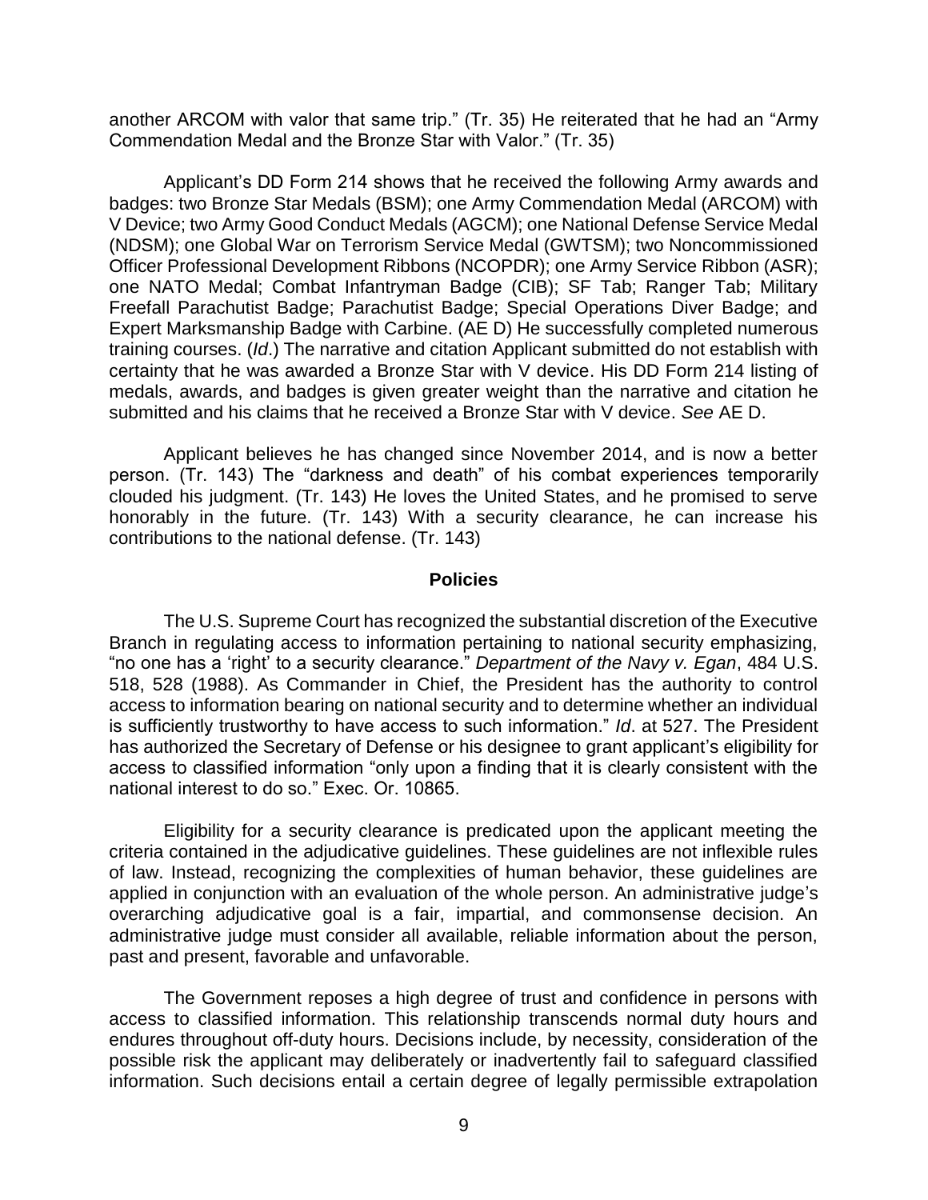another ARCOM with valor that same trip." (Tr. 35) He reiterated that he had an "Army Commendation Medal and the Bronze Star with Valor." (Tr. 35)

Applicant's DD Form 214 shows that he received the following Army awards and badges: two Bronze Star Medals (BSM); one Army Commendation Medal (ARCOM) with V Device; two Army Good Conduct Medals (AGCM); one National Defense Service Medal (NDSM); one Global War on Terrorism Service Medal (GWTSM); two Noncommissioned Officer Professional Development Ribbons (NCOPDR); one Army Service Ribbon (ASR); one NATO Medal; Combat Infantryman Badge (CIB); SF Tab; Ranger Tab; Military Freefall Parachutist Badge; Parachutist Badge; Special Operations Diver Badge; and Expert Marksmanship Badge with Carbine. (AE D) He successfully completed numerous training courses. (*Id*.) The narrative and citation Applicant submitted do not establish with certainty that he was awarded a Bronze Star with V device. His DD Form 214 listing of medals, awards, and badges is given greater weight than the narrative and citation he submitted and his claims that he received a Bronze Star with V device. *See* AE D.

Applicant believes he has changed since November 2014, and is now a better person. (Tr. 143) The "darkness and death" of his combat experiences temporarily clouded his judgment. (Tr. 143) He loves the United States, and he promised to serve honorably in the future. (Tr. 143) With a security clearance, he can increase his contributions to the national defense. (Tr. 143)

## Policies

The U.S. Supreme Court has recognized the substantial discretion of the Executive Branch in regulating access to information pertaining to national security emphasizing, "no one has a 'right' to a security clearance." *Department of the Navy v. Egan*, 484 U.S. 518, 528 (1988). As Commander in Chief, the President has the authority to control access to information bearing on national security and to determine whether an individual is sufficiently trustworthy to have access to such information." *Id*. at 527. The President has authorized the Secretary of Defense or his designee to grant applicant's eligibility for access to classified information "only upon a finding that it is clearly consistent with the national interest to do so." Exec. Or. 10865.

Eligibility for a security clearance is predicated upon the applicant meeting the criteria contained in the adjudicative guidelines. These guidelines are not inflexible rules of law. Instead, recognizing the complexities of human behavior, these guidelines are applied in conjunction with an evaluation of the whole person. An administrative judge's overarching adjudicative goal is a fair, impartial, and commonsense decision. An administrative judge must consider all available, reliable information about the person, past and present, favorable and unfavorable.

The Government reposes a high degree of trust and confidence in persons with access to classified information. This relationship transcends normal duty hours and endures throughout off-duty hours. Decisions include, by necessity, consideration of the possible risk the applicant may deliberately or inadvertently fail to safeguard classified information. Such decisions entail a certain degree of legally permissible extrapolation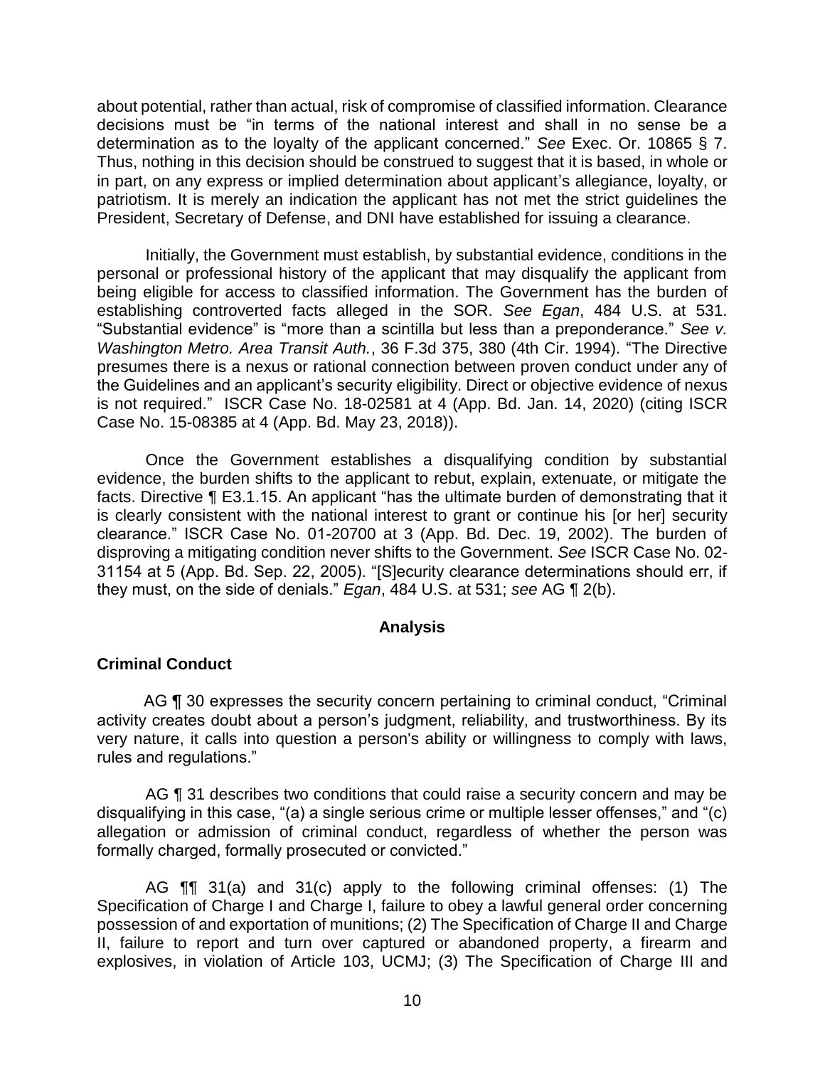about potential, rather than actual, risk of compromise of classified information. Clearance decisions must be "in terms of the national interest and shall in no sense be a determination as to the loyalty of the applicant concerned." *See* Exec. Or. 10865 § 7. Thus, nothing in this decision should be construed to suggest that it is based, in whole or in part, on any express or implied determination about applicant's allegiance, loyalty, or patriotism. It is merely an indication the applicant has not met the strict guidelines the President, Secretary of Defense, and DNI have established for issuing a clearance.

Initially, the Government must establish, by substantial evidence, conditions in the personal or professional history of the applicant that may disqualify the applicant from being eligible for access to classified information. The Government has the burden of establishing controverted facts alleged in the SOR. *See Egan*, 484 U.S. at 531. "Substantial evidence" is "more than a scintilla but less than a preponderance." *See v. Washington Metro. Area Transit Auth.*, 36 F.3d 375, 380 (4th Cir. 1994). "The Directive presumes there is a nexus or rational connection between proven conduct under any of the Guidelines and an applicant's security eligibility. Direct or objective evidence of nexus is not required." ISCR Case No. 18-02581 at 4 (App. Bd. Jan. 14, 2020) (citing ISCR Case No. 15-08385 at 4 (App. Bd. May 23, 2018)).

Once the Government establishes a disqualifying condition by substantial evidence, the burden shifts to the applicant to rebut, explain, extenuate, or mitigate the facts. Directive ¶ E3.1.15. An applicant "has the ultimate burden of demonstrating that it is clearly consistent with the national interest to grant or continue his [or her] security clearance." ISCR Case No. 01-20700 at 3 (App. Bd. Dec. 19, 2002). The burden of disproving a mitigating condition never shifts to the Government. *See* ISCR Case No. 02-31154 at 5 (App. Bd. Sep. 22, 2005). "[S]ecurity clearance determinations should err, if they must, on the side of denials." *Egan*, 484 U.S. at 531; *see* AG ¶ 2(b).

## Analysis

### Criminal Conduct

AG **¶** 30 expresses the security concern pertaining to criminal conduct, "Criminal activity creates doubt about a person's judgment, reliability, and trustworthiness. By its very nature, it calls into question a person's ability or willingness to comply with laws, rules and regulations."

AG ¶ 31 describes two conditions that could raise a security concern and may be disqualifying in this case, "(a) a single serious crime or multiple lesser offenses," and "(c) allegation or admission of criminal conduct, regardless of whether the person was formally charged, formally prosecuted or convicted."

AG ¶¶ 31(a) and 31(c) apply to the following criminal offenses: (1) The Specification of Charge I and Charge I, failure to obey a lawful general order concerning possession of and exportation of munitions; (2) The Specification of Charge II and Charge II, failure to report and turn over captured or abandoned property, a firearm and explosives, in violation of Article 103, UCMJ; (3) The Specification of Charge III and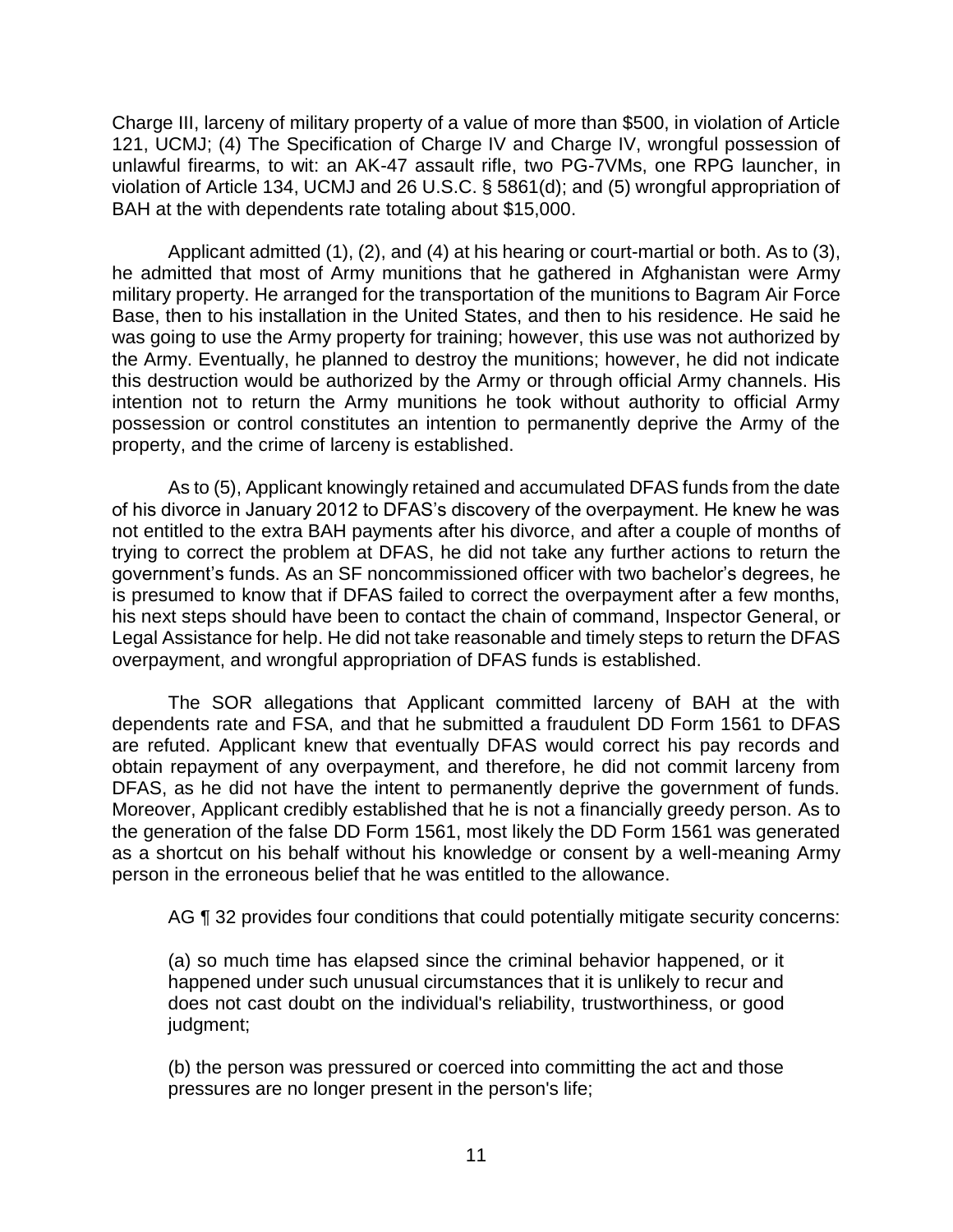Charge III, larceny of military property of a value of more than $500, in violation of Article 121, UCMJ; (4) The Specification of Charge IV and Charge IV, wrongful possession of unlawful firearms, to wit: an AK-47 assault rifle, two PG-7VMs, one RPG launcher, in violation of Article 134, UCMJ and 26 U.S.C. § 5861(d); and (5) wrongful appropriation of BAH at the with dependents rate totaling about $15,000.

Applicant admitted (1), (2), and (4) at his hearing or court-martial or both. As to (3), he admitted that most of Army munitions that he gathered in Afghanistan were Army military property. He arranged for the transportation of the munitions to Bagram Air Force Base, then to his installation in the United States, and then to his residence. He said he was going to use the Army property for training; however, this use was not authorized by the Army. Eventually, he planned to destroy the munitions; however, he did not indicate this destruction would be authorized by the Army or through official Army channels. His intention not to return the Army munitions he took without authority to official Army possession or control constitutes an intention to permanently deprive the Army of the property, and the crime of larceny is established.

As to (5), Applicant knowingly retained and accumulated DFAS funds from the date of his divorce in January 2012 to DFAS's discovery of the overpayment. He knew he was not entitled to the extra BAH payments after his divorce, and after a couple of months of trying to correct the problem at DFAS, he did not take any further actions to return the government's funds. As an SF noncommissioned officer with two bachelor's degrees, he is presumed to know that if DFAS failed to correct the overpayment after a few months, his next steps should have been to contact the chain of command, Inspector General, or Legal Assistance for help. He did not take reasonable and timely steps to return the DFAS overpayment, and wrongful appropriation of DFAS funds is established.

The SOR allegations that Applicant committed larceny of BAH at the with dependents rate and FSA, and that he submitted a fraudulent DD Form 1561 to DFAS are refuted. Applicant knew that eventually DFAS would correct his pay records and obtain repayment of any overpayment, and therefore, he did not commit larceny from DFAS, as he did not have the intent to permanently deprive the government of funds. Moreover, Applicant credibly established that he is not a financially greedy person. As to the generation of the false DD Form 1561, most likely the DD Form 1561 was generated as a shortcut on his behalf without his knowledge or consent by a well-meaning Army person in the erroneous belief that he was entitled to the allowance.

AG ¶ 32 provides four conditions that could potentially mitigate security concerns:

> (a) so much time has elapsed since the criminal behavior happened, or it happened under such unusual circumstances that it is unlikely to recur and does not cast doubt on the individual's reliability, trustworthiness, or good judgment;
>
> (b) the person was pressured or coerced into committing the act and those pressures are no longer present in the person's life;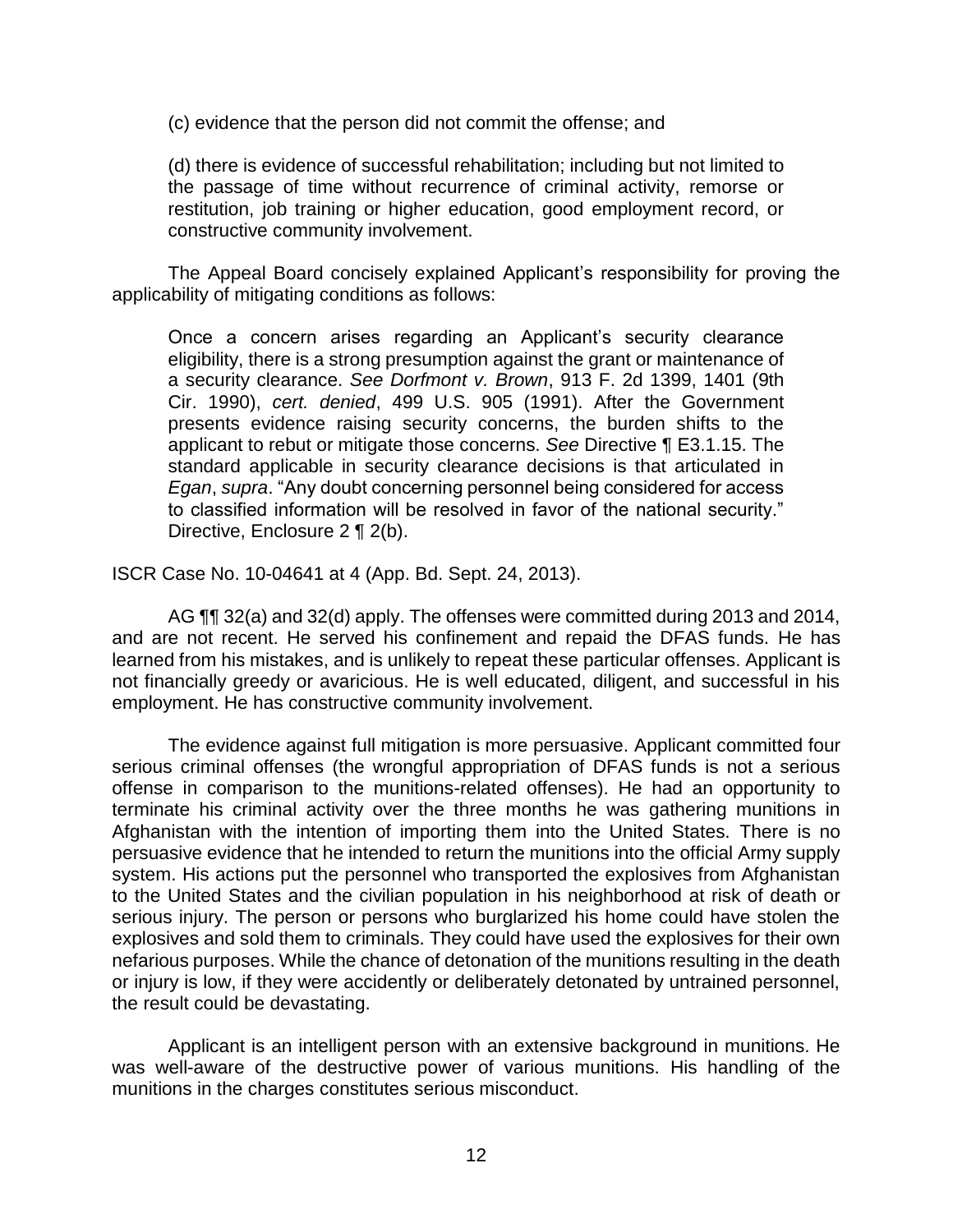(c) evidence that the person did not commit the offense; and

(d) there is evidence of successful rehabilitation; including but not limited to the passage of time without recurrence of criminal activity, remorse or restitution, job training or higher education, good employment record, or constructive community involvement.

The Appeal Board concisely explained Applicant's responsibility for proving the applicability of mitigating conditions as follows:

> Once a concern arises regarding an Applicant's security clearance eligibility, there is a strong presumption against the grant or maintenance of a security clearance. *See Dorfmont v. Brown*, 913 F. 2d 1399, 1401 (9th Cir. 1990), *cert. denied*, 499 U.S. 905 (1991). After the Government presents evidence raising security concerns, the burden shifts to the applicant to rebut or mitigate those concerns. *See* Directive ¶ E3.1.15. The standard applicable in security clearance decisions is that articulated in *Egan*, *supra*. "Any doubt concerning personnel being considered for access to classified information will be resolved in favor of the national security." Directive, Enclosure 2 ¶ 2(b).

ISCR Case No. 10-04641 at 4 (App. Bd. Sept. 24, 2013).

AG ¶¶ 32(a) and 32(d) apply. The offenses were committed during 2013 and 2014, and are not recent. He served his confinement and repaid the DFAS funds. He has learned from his mistakes, and is unlikely to repeat these particular offenses. Applicant is not financially greedy or avaricious. He is well educated, diligent, and successful in his employment. He has constructive community involvement.

The evidence against full mitigation is more persuasive. Applicant committed four serious criminal offenses (the wrongful appropriation of DFAS funds is not a serious offense in comparison to the munitions-related offenses). He had an opportunity to terminate his criminal activity over the three months he was gathering munitions in Afghanistan with the intention of importing them into the United States. There is no persuasive evidence that he intended to return the munitions into the official Army supply system. His actions put the personnel who transported the explosives from Afghanistan to the United States and the civilian population in his neighborhood at risk of death or serious injury. The person or persons who burglarized his home could have stolen the explosives and sold them to criminals. They could have used the explosives for their own nefarious purposes. While the chance of detonation of the munitions resulting in the death or injury is low, if they were accidently or deliberately detonated by untrained personnel, the result could be devastating.

Applicant is an intelligent person with an extensive background in munitions. He was well-aware of the destructive power of various munitions. His handling of the munitions in the charges constitutes serious misconduct.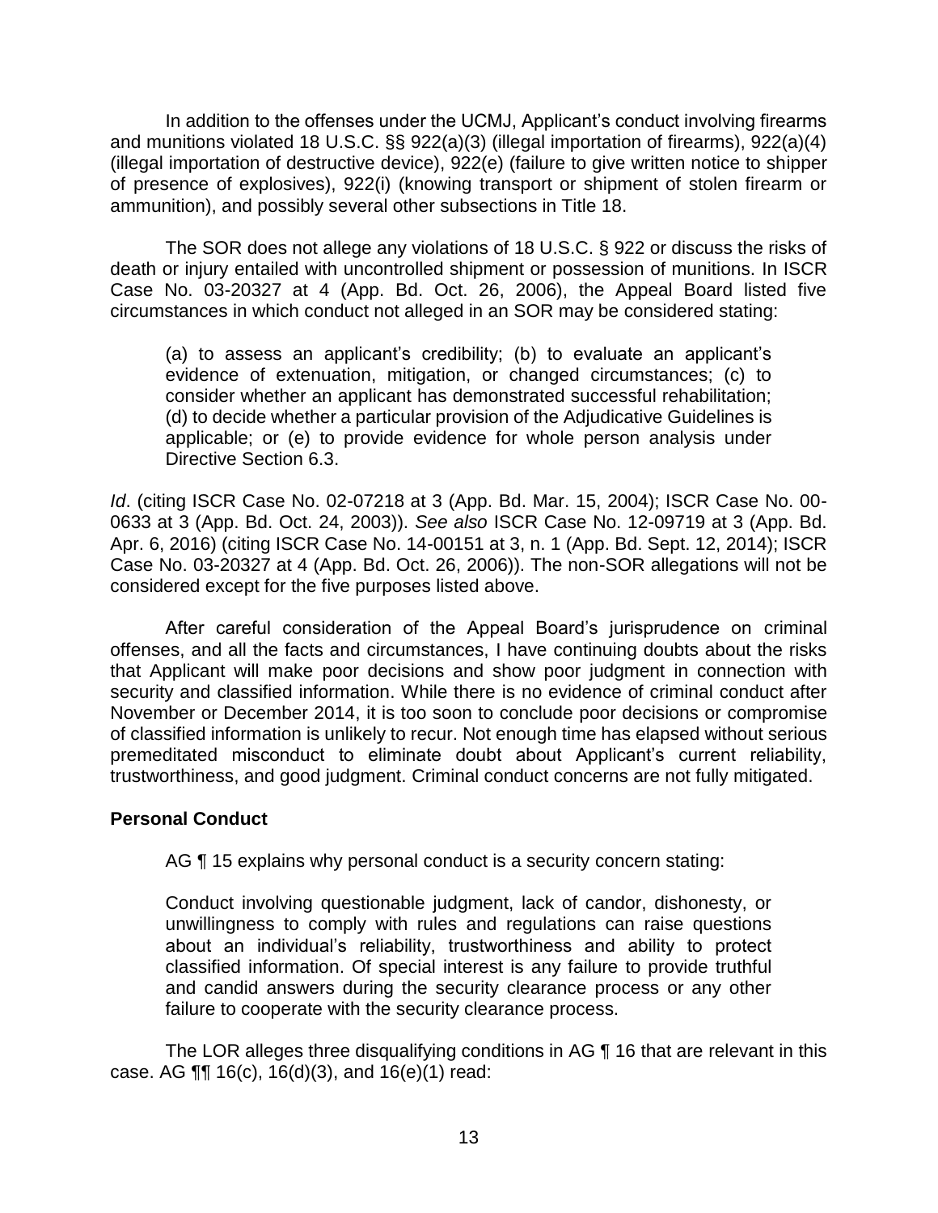In addition to the offenses under the UCMJ, Applicant's conduct involving firearms and munitions violated 18 U.S.C. §§ 922(a)(3) (illegal importation of firearms), 922(a)(4) (illegal importation of destructive device), 922(e) (failure to give written notice to shipper of presence of explosives), 922(i) (knowing transport or shipment of stolen firearm or ammunition), and possibly several other subsections in Title 18.

The SOR does not allege any violations of 18 U.S.C. § 922 or discuss the risks of death or injury entailed with uncontrolled shipment or possession of munitions. In ISCR Case No. 03-20327 at 4 (App. Bd. Oct. 26, 2006), the Appeal Board listed five circumstances in which conduct not alleged in an SOR may be considered stating:

> (a) to assess an applicant's credibility; (b) to evaluate an applicant's evidence of extenuation, mitigation, or changed circumstances; (c) to consider whether an applicant has demonstrated successful rehabilitation; (d) to decide whether a particular provision of the Adjudicative Guidelines is applicable; or (e) to provide evidence for whole person analysis under Directive Section 6.3.

*Id*. (citing ISCR Case No. 02-07218 at 3 (App. Bd. Mar. 15, 2004); ISCR Case No. 00-0633 at 3 (App. Bd. Oct. 24, 2003)). *See also* ISCR Case No. 12-09719 at 3 (App. Bd. Apr. 6, 2016) (citing ISCR Case No. 14-00151 at 3, n. 1 (App. Bd. Sept. 12, 2014); ISCR Case No. 03-20327 at 4 (App. Bd. Oct. 26, 2006)). The non-SOR allegations will not be considered except for the five purposes listed above.

After careful consideration of the Appeal Board's jurisprudence on criminal offenses, and all the facts and circumstances, I have continuing doubts about the risks that Applicant will make poor decisions and show poor judgment in connection with security and classified information. While there is no evidence of criminal conduct after November or December 2014, it is too soon to conclude poor decisions or compromise of classified information is unlikely to recur. Not enough time has elapsed without serious premeditated misconduct to eliminate doubt about Applicant's current reliability, trustworthiness, and good judgment. Criminal conduct concerns are not fully mitigated.

## Personal Conduct

AG ¶ 15 explains why personal conduct is a security concern stating:

> Conduct involving questionable judgment, lack of candor, dishonesty, or unwillingness to comply with rules and regulations can raise questions about an individual's reliability, trustworthiness and ability to protect classified information. Of special interest is any failure to provide truthful and candid answers during the security clearance process or any other failure to cooperate with the security clearance process.

The LOR alleges three disqualifying conditions in AG ¶ 16 that are relevant in this case. AG ¶¶ 16(c), 16(d)(3), and 16(e)(1) read: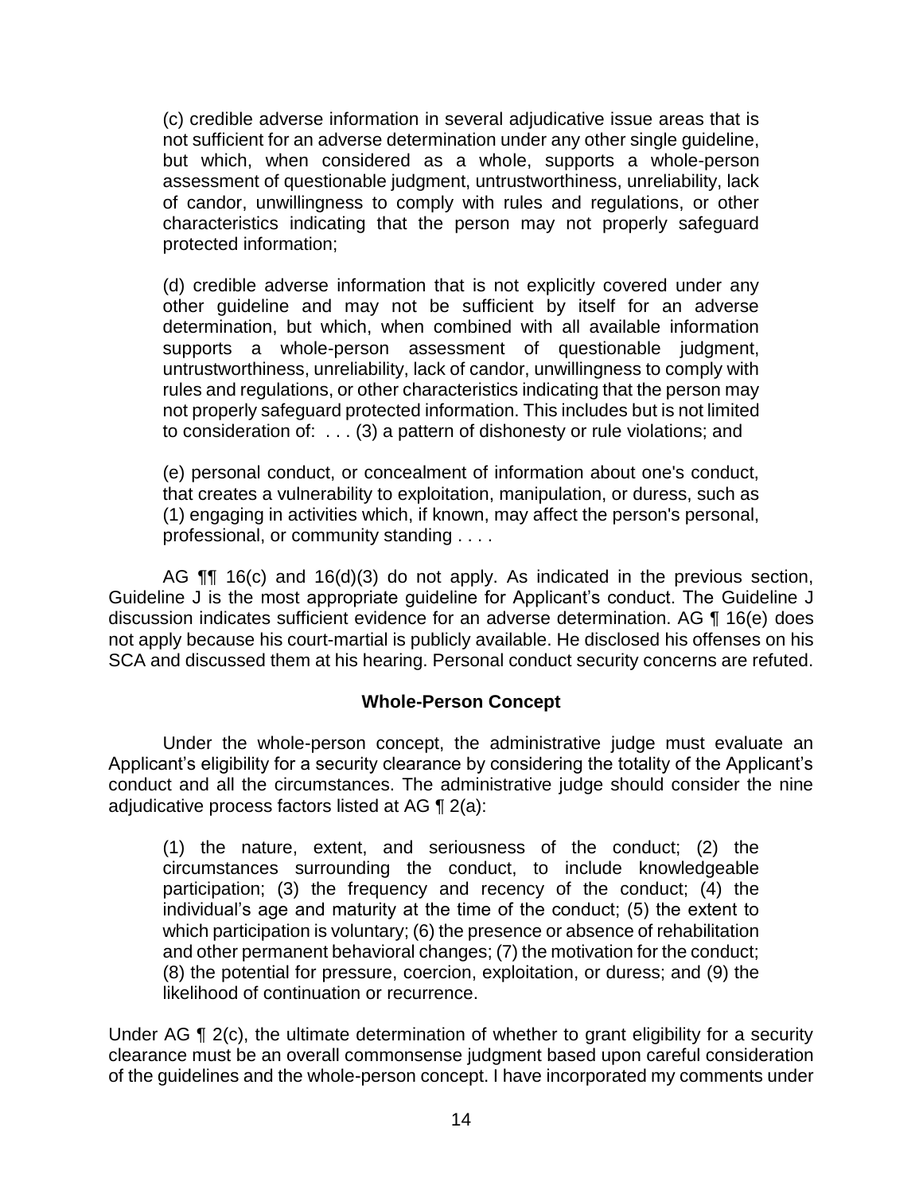(c) credible adverse information in several adjudicative issue areas that is not sufficient for an adverse determination under any other single guideline, but which, when considered as a whole, supports a whole-person assessment of questionable judgment, untrustworthiness, unreliability, lack of candor, unwillingness to comply with rules and regulations, or other characteristics indicating that the person may not properly safeguard protected information;

(d) credible adverse information that is not explicitly covered under any other guideline and may not be sufficient by itself for an adverse determination, but which, when combined with all available information supports a whole-person assessment of questionable judgment, untrustworthiness, unreliability, lack of candor, unwillingness to comply with rules and regulations, or other characteristics indicating that the person may not properly safeguard protected information. This includes but is not limited to consideration of: . . . (3) a pattern of dishonesty or rule violations; and

(e) personal conduct, or concealment of information about one's conduct, that creates a vulnerability to exploitation, manipulation, or duress, such as (1) engaging in activities which, if known, may affect the person's personal, professional, or community standing . . . .

AG ¶¶ 16(c) and 16(d)(3) do not apply. As indicated in the previous section, Guideline J is the most appropriate guideline for Applicant's conduct. The Guideline J discussion indicates sufficient evidence for an adverse determination. AG ¶ 16(e) does not apply because his court-martial is publicly available. He disclosed his offenses on his SCA and discussed them at his hearing. Personal conduct security concerns are refuted.

## Whole-Person Concept

Under the whole-person concept, the administrative judge must evaluate an Applicant's eligibility for a security clearance by considering the totality of the Applicant's conduct and all the circumstances. The administrative judge should consider the nine adjudicative process factors listed at AG ¶ 2(a):

(1) the nature, extent, and seriousness of the conduct; (2) the circumstances surrounding the conduct, to include knowledgeable participation; (3) the frequency and recency of the conduct; (4) the individual's age and maturity at the time of the conduct; (5) the extent to which participation is voluntary; (6) the presence or absence of rehabilitation and other permanent behavioral changes; (7) the motivation for the conduct; (8) the potential for pressure, coercion, exploitation, or duress; and (9) the likelihood of continuation or recurrence.

Under AG ¶ 2(c), the ultimate determination of whether to grant eligibility for a security clearance must be an overall commonsense judgment based upon careful consideration of the guidelines and the whole-person concept. I have incorporated my comments under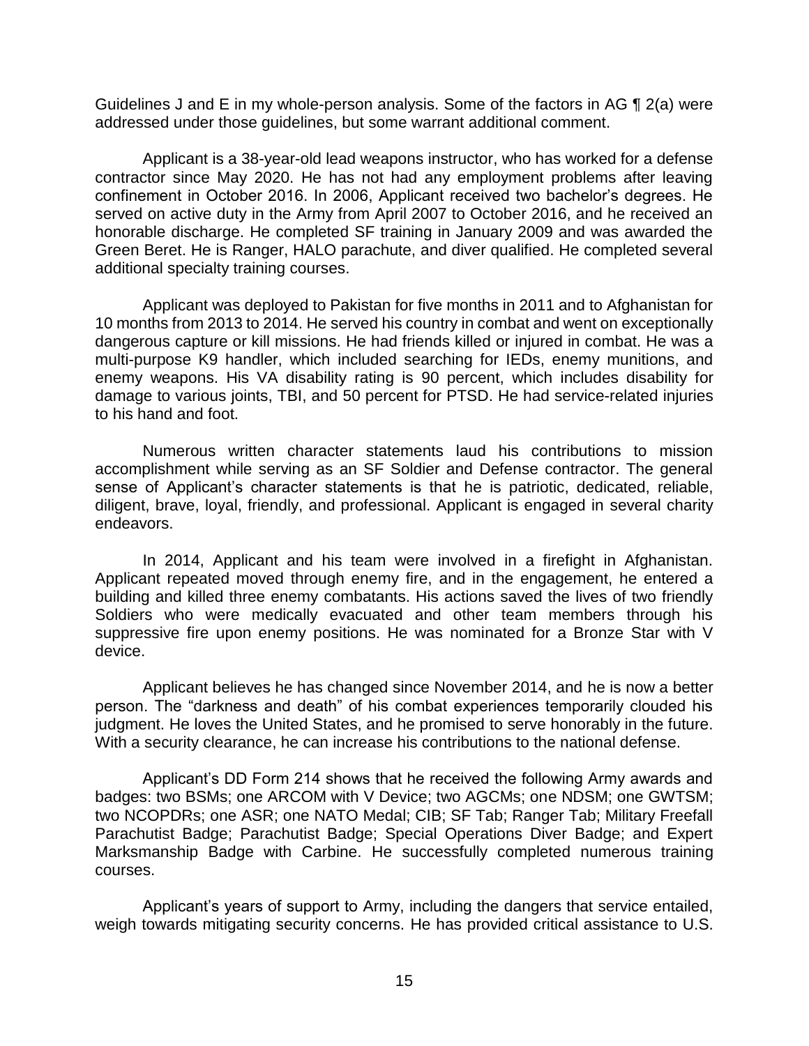Guidelines J and E in my whole-person analysis. Some of the factors in AG ¶ 2(a) were addressed under those guidelines, but some warrant additional comment.

Applicant is a 38-year-old lead weapons instructor, who has worked for a defense contractor since May 2020. He has not had any employment problems after leaving confinement in October 2016. In 2006, Applicant received two bachelor's degrees. He served on active duty in the Army from April 2007 to October 2016, and he received an honorable discharge. He completed SF training in January 2009 and was awarded the Green Beret. He is Ranger, HALO parachute, and diver qualified. He completed several additional specialty training courses.

Applicant was deployed to Pakistan for five months in 2011 and to Afghanistan for 10 months from 2013 to 2014. He served his country in combat and went on exceptionally dangerous capture or kill missions. He had friends killed or injured in combat. He was a multi-purpose K9 handler, which included searching for IEDs, enemy munitions, and enemy weapons. His VA disability rating is 90 percent, which includes disability for damage to various joints, TBI, and 50 percent for PTSD. He had service-related injuries to his hand and foot.

Numerous written character statements laud his contributions to mission accomplishment while serving as an SF Soldier and Defense contractor. The general sense of Applicant's character statements is that he is patriotic, dedicated, reliable, diligent, brave, loyal, friendly, and professional. Applicant is engaged in several charity endeavors.

In 2014, Applicant and his team were involved in a firefight in Afghanistan. Applicant repeated moved through enemy fire, and in the engagement, he entered a building and killed three enemy combatants. His actions saved the lives of two friendly Soldiers who were medically evacuated and other team members through his suppressive fire upon enemy positions. He was nominated for a Bronze Star with V device.

Applicant believes he has changed since November 2014, and he is now a better person. The "darkness and death" of his combat experiences temporarily clouded his judgment. He loves the United States, and he promised to serve honorably in the future. With a security clearance, he can increase his contributions to the national defense.

Applicant's DD Form 214 shows that he received the following Army awards and badges: two BSMs; one ARCOM with V Device; two AGCMs; one NDSM; one GWTSM; two NCOPDRs; one ASR; one NATO Medal; CIB; SF Tab; Ranger Tab; Military Freefall Parachutist Badge; Parachutist Badge; Special Operations Diver Badge; and Expert Marksmanship Badge with Carbine. He successfully completed numerous training courses.

Applicant's years of support to Army, including the dangers that service entailed, weigh towards mitigating security concerns. He has provided critical assistance to U.S.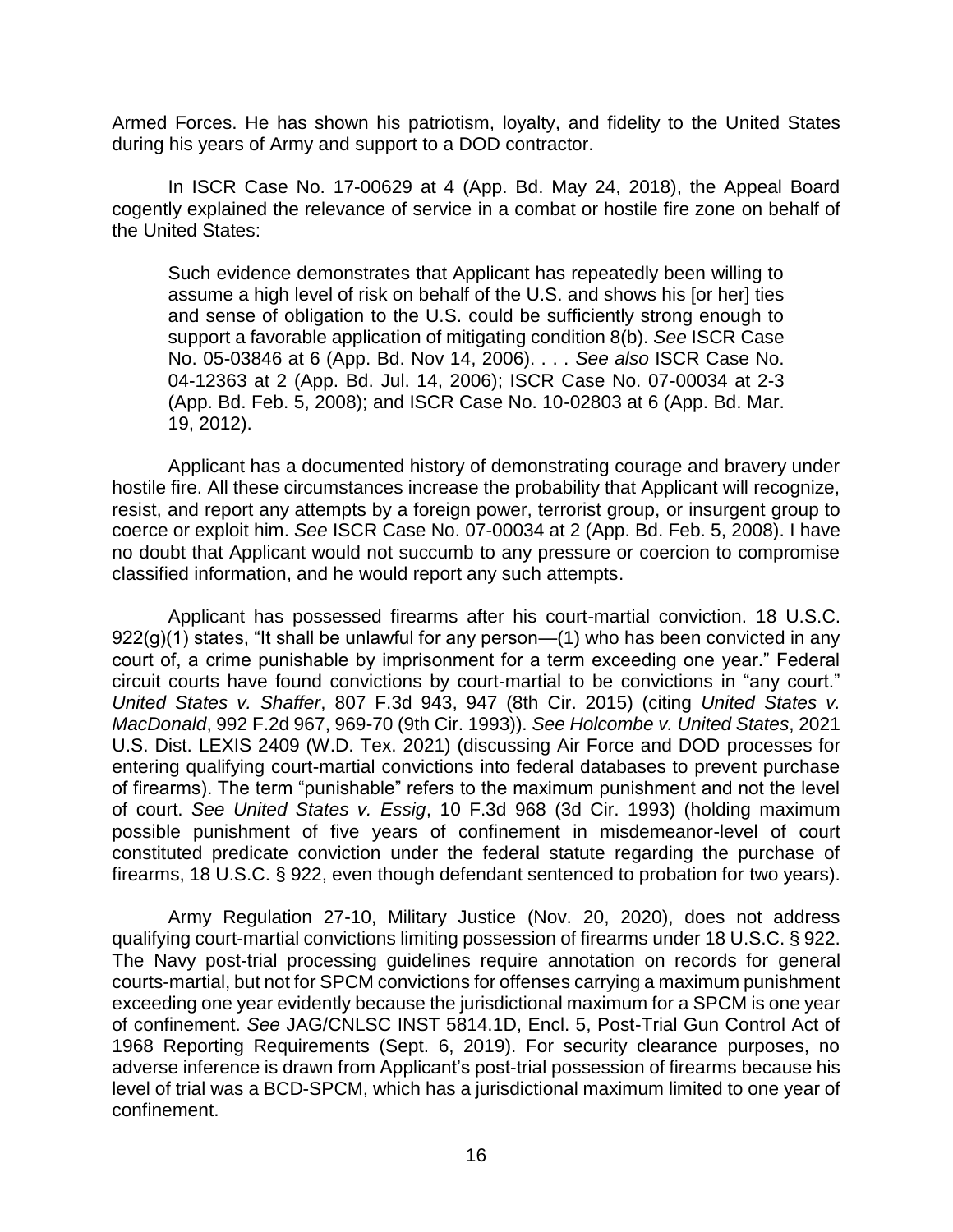Armed Forces. He has shown his patriotism, loyalty, and fidelity to the United States during his years of Army and support to a DOD contractor.

In ISCR Case No. 17-00629 at 4 (App. Bd. May 24, 2018), the Appeal Board cogently explained the relevance of service in a combat or hostile fire zone on behalf of the United States:

> Such evidence demonstrates that Applicant has repeatedly been willing to assume a high level of risk on behalf of the U.S. and shows his [or her] ties and sense of obligation to the U.S. could be sufficiently strong enough to support a favorable application of mitigating condition 8(b). *See* ISCR Case No. 05-03846 at 6 (App. Bd. Nov 14, 2006). . . . *See also* ISCR Case No. 04-12363 at 2 (App. Bd. Jul. 14, 2006); ISCR Case No. 07-00034 at 2-3 (App. Bd. Feb. 5, 2008); and ISCR Case No. 10-02803 at 6 (App. Bd. Mar. 19, 2012).

Applicant has a documented history of demonstrating courage and bravery under hostile fire. All these circumstances increase the probability that Applicant will recognize, resist, and report any attempts by a foreign power, terrorist group, or insurgent group to coerce or exploit him. *See* ISCR Case No. 07-00034 at 2 (App. Bd. Feb. 5, 2008). I have no doubt that Applicant would not succumb to any pressure or coercion to compromise classified information, and he would report any such attempts.

Applicant has possessed firearms after his court-martial conviction. 18 U.S.C. 922(g)(1) states, "It shall be unlawful for any person—(1) who has been convicted in any court of, a crime punishable by imprisonment for a term exceeding one year." Federal circuit courts have found convictions by court-martial to be convictions in "any court." *United States v. Shaffer*, 807 F.3d 943, 947 (8th Cir. 2015) (citing *United States v. MacDonald*, 992 F.2d 967, 969-70 (9th Cir. 1993)). *See Holcombe v. United States*, 2021 U.S. Dist. LEXIS 2409 (W.D. Tex. 2021) (discussing Air Force and DOD processes for entering qualifying court-martial convictions into federal databases to prevent purchase of firearms). The term "punishable" refers to the maximum punishment and not the level of court. *See United States v. Essig*, 10 F.3d 968 (3d Cir. 1993) (holding maximum possible punishment of five years of confinement in misdemeanor-level of court constituted predicate conviction under the federal statute regarding the purchase of firearms, 18 U.S.C. § 922, even though defendant sentenced to probation for two years).

Army Regulation 27-10, Military Justice (Nov. 20, 2020), does not address qualifying court-martial convictions limiting possession of firearms under 18 U.S.C. § 922. The Navy post-trial processing guidelines require annotation on records for general courts-martial, but not for SPCM convictions for offenses carrying a maximum punishment exceeding one year evidently because the jurisdictional maximum for a SPCM is one year of confinement. *See* JAG/CNLSC INST 5814.1D, Encl. 5, Post-Trial Gun Control Act of 1968 Reporting Requirements (Sept. 6, 2019). For security clearance purposes, no adverse inference is drawn from Applicant's post-trial possession of firearms because his level of trial was a BCD-SPCM, which has a jurisdictional maximum limited to one year of confinement.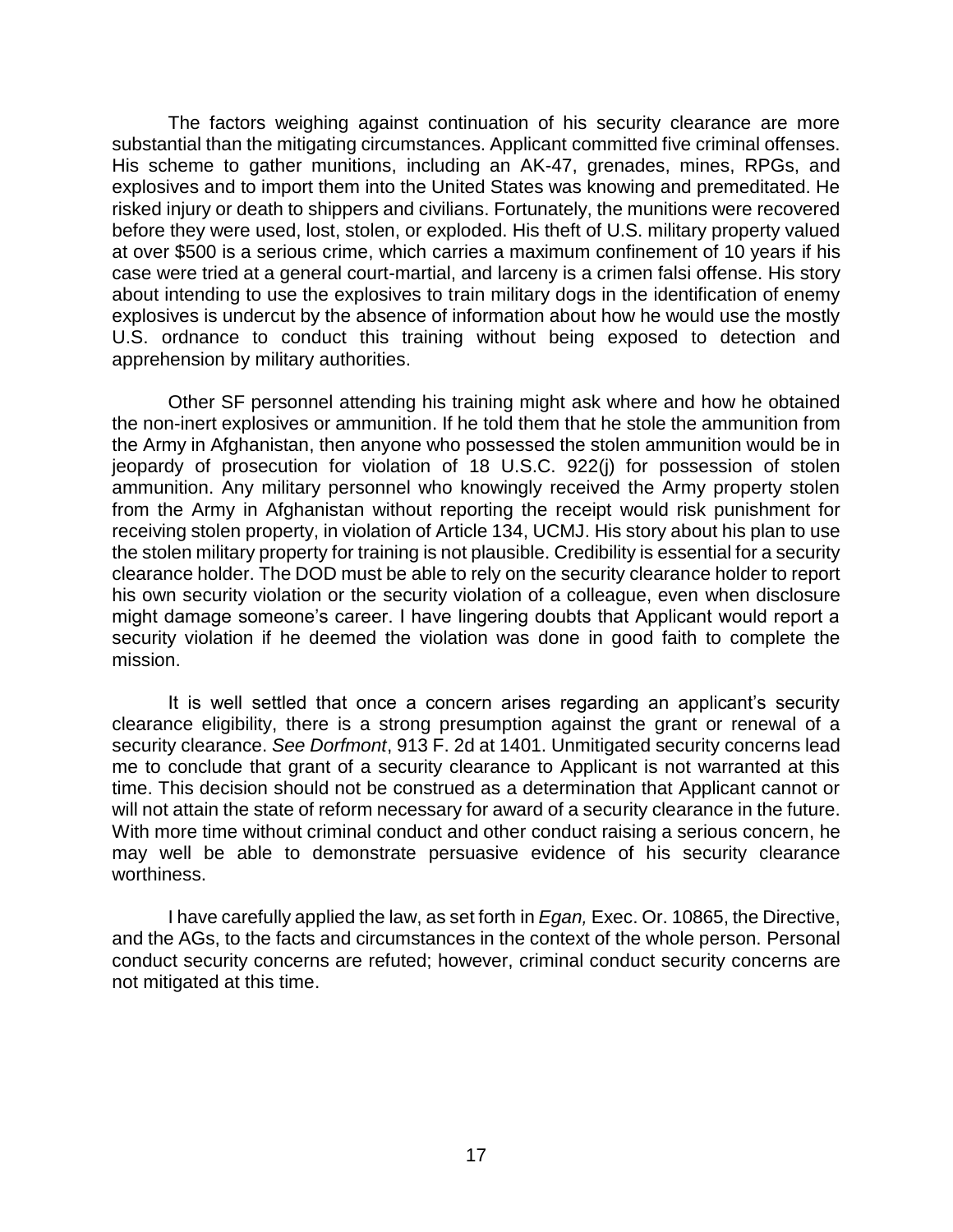The factors weighing against continuation of his security clearance are more substantial than the mitigating circumstances. Applicant committed five criminal offenses. His scheme to gather munitions, including an AK-47, grenades, mines, RPGs, and explosives and to import them into the United States was knowing and premeditated. He risked injury or death to shippers and civilians. Fortunately, the munitions were recovered before they were used, lost, stolen, or exploded. His theft of U.S. military property valued at over $500 is a serious crime, which carries a maximum confinement of 10 years if his case were tried at a general court-martial, and larceny is a crimen falsi offense. His story about intending to use the explosives to train military dogs in the identification of enemy explosives is undercut by the absence of information about how he would use the mostly U.S. ordnance to conduct this training without being exposed to detection and apprehension by military authorities.

Other SF personnel attending his training might ask where and how he obtained the non-inert explosives or ammunition. If he told them that he stole the ammunition from the Army in Afghanistan, then anyone who possessed the stolen ammunition would be in jeopardy of prosecution for violation of 18 U.S.C. 922(j) for possession of stolen ammunition. Any military personnel who knowingly received the Army property stolen from the Army in Afghanistan without reporting the receipt would risk punishment for receiving stolen property, in violation of Article 134, UCMJ. His story about his plan to use the stolen military property for training is not plausible. Credibility is essential for a security clearance holder. The DOD must be able to rely on the security clearance holder to report his own security violation or the security violation of a colleague, even when disclosure might damage someone's career. I have lingering doubts that Applicant would report a security violation if he deemed the violation was done in good faith to complete the mission.

It is well settled that once a concern arises regarding an applicant's security clearance eligibility, there is a strong presumption against the grant or renewal of a security clearance. *See Dorfmont*, 913 F. 2d at 1401. Unmitigated security concerns lead me to conclude that grant of a security clearance to Applicant is not warranted at this time. This decision should not be construed as a determination that Applicant cannot or will not attain the state of reform necessary for award of a security clearance in the future. With more time without criminal conduct and other conduct raising a serious concern, he may well be able to demonstrate persuasive evidence of his security clearance worthiness.

I have carefully applied the law, as set forth in *Egan,* Exec. Or. 10865, the Directive, and the AGs, to the facts and circumstances in the context of the whole person. Personal conduct security concerns are refuted; however, criminal conduct security concerns are not mitigated at this time.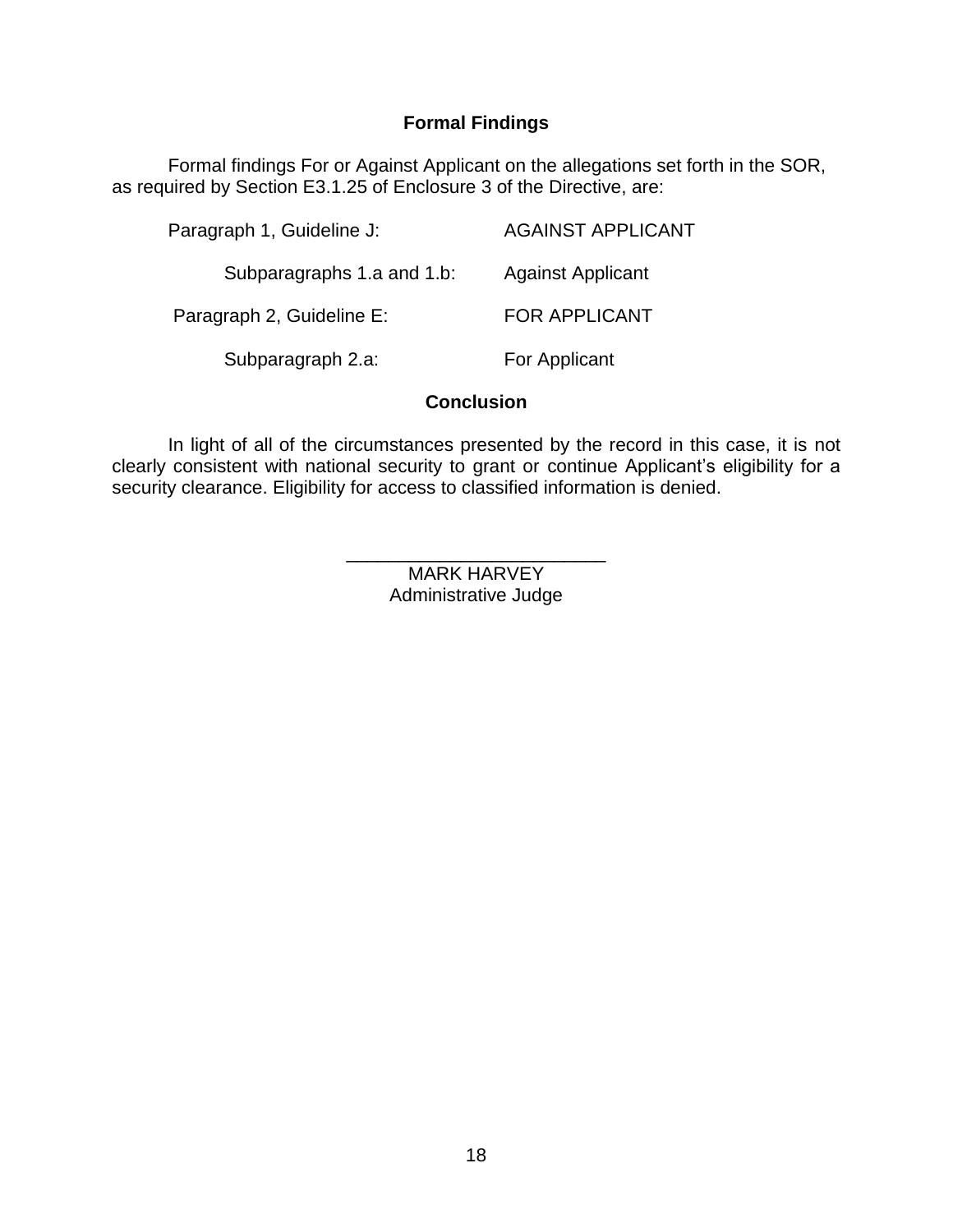## Formal Findings

Formal findings For or Against Applicant on the allegations set forth in the SOR, as required by Section E3.1.25 of Enclosure 3 of the Directive, are:

| | |
|---|---|
| Paragraph 1, Guideline J: | AGAINST APPLICANT |
| Subparagraphs 1.a and 1.b: | Against Applicant |
| Paragraph 2, Guideline E: | FOR APPLICANT |
| Subparagraph 2.a: | For Applicant |

## Conclusion

In light of all of the circumstances presented by the record in this case, it is not clearly consistent with national security to grant or continue Applicant's eligibility for a security clearance. Eligibility for access to classified information is denied.

\_\_\_\_\_\_\_\_\_\_\_\_\_\_\_\_\_\_\_\_\_\_\_\_
MARK HARVEY
Administrative Judge